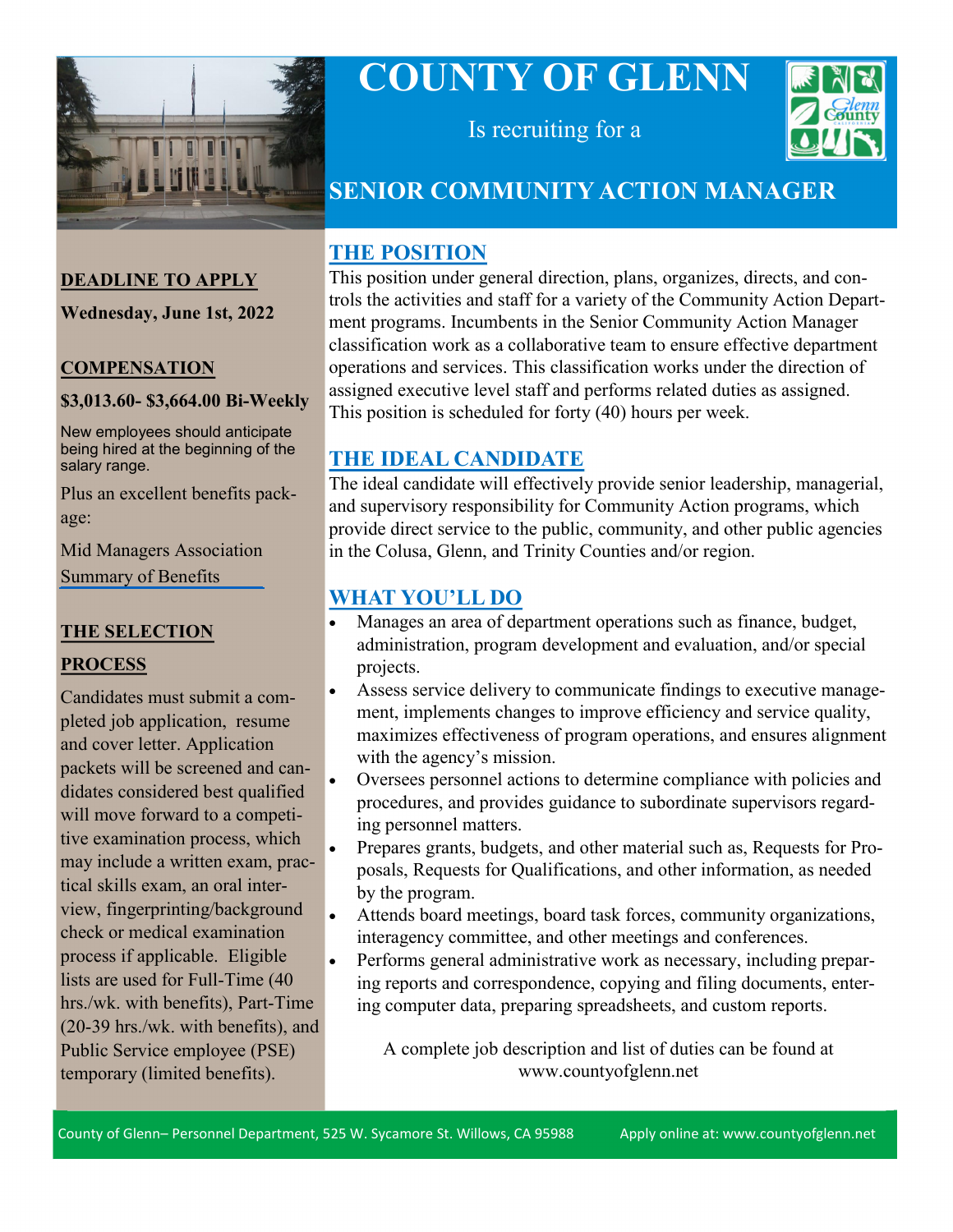# COUNTY OF GLENN

Is recruiting for a

## SENIOR COMMUNITY ACTION MANAGER

### THE POSITION

This position under general direction, plans, organizes, directs, and controls the activities and staff for a variety of the Community Action Department programs. Incumbents in the Senior Community Action Manager classification work as a collaborative team to ensure effective department operations and services. This classification works under the direction of assigned executive level staff and performs related duties as assigned. This position is scheduled for forty (40) hours per week.

### THE IDEAL CANDIDATE

The ideal candidate will effectively provide senior leadership, managerial, and supervisory responsibility for Community Action programs, which provide direct service to the public, community, and other public agencies in the Colusa, Glenn, and Trinity Counties and/or region.

### WHAT YOU'LL DO

- Manages an area of department operations such as finance, budget, administration, program development and evaluation, and/or special projects.
- Assess service delivery to communicate findings to executive management, implements changes to improve efficiency and service quality, maximizes effectiveness of program operations, and ensures alignment with the agency's mission.
- Oversees personnel actions to determine compliance with policies and procedures, and provides guidance to subordinate supervisors regarding personnel matters.
- Prepares grants, budgets, and other material such as, Requests for Proposals, Requests for Qualifications, and other information, as needed by the program.
- Attends board meetings, board task forces, community organizations, interagency committee, and other meetings and conferences.
- Performs general administrative work as necessary, including preparing reports and correspondence, copying and filing documents, entering computer data, preparing spreadsheets, and custom reports.

A complete job description and list of duties can be found at www.countyofglenn.net

### DEADLINE TO APPLY

**Wednesday, June 1st, 2022**

### COMPENSATION

**$3,013.60- $3,664.00 Bi-Weekly**

New employees should anticipate being hired at the beginning of the salary range.

Plus an excellent benefits package:

Mid Managers Association Summary of Benefits

### THE SELECTION PROCESS

Candidates must submit a completed job application, resume and cover letter. Application packets will be screened and candidates considered best qualified will move forward to a competitive examination process, which may include a written exam, practical skills exam, an oral interview, fingerprinting/background check or medical examination process if applicable. Eligible lists are used for Full-Time (40 hrs./wk. with benefits), Part-Time (20-39 hrs./wk. with benefits), and Public Service employee (PSE) temporary (limited benefits).

County of Glenn– Personnel Department, 525 W. Sycamore St. Willows, CA 95988 Apply online at: www.countyofglenn.net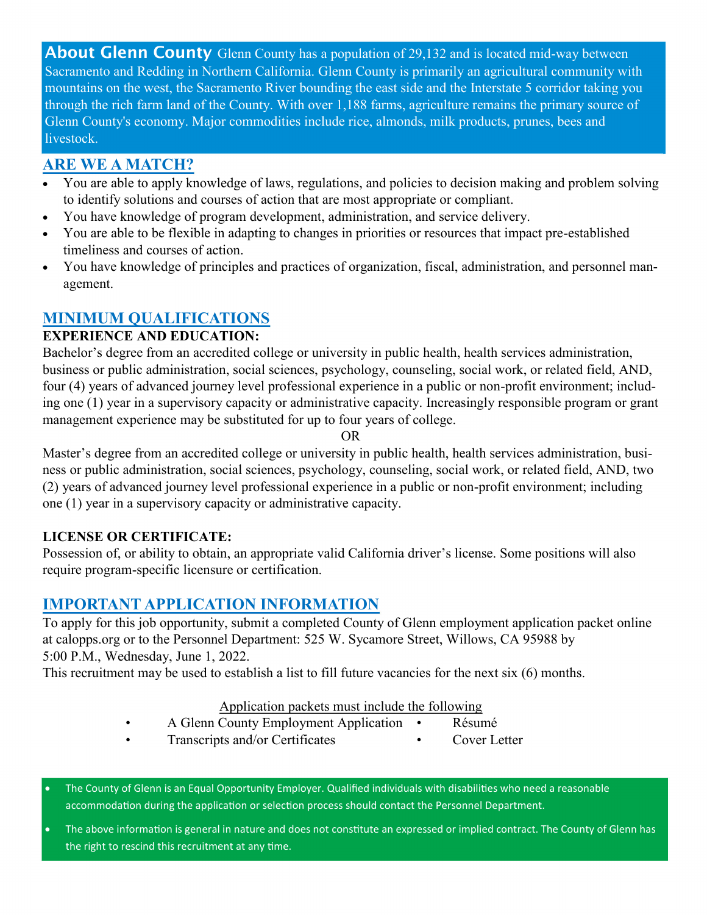## About Glenn County

Glenn County has a population of 29,132 and is located mid-way between Sacramento and Redding in Northern California. Glenn County is primarily an agricultural community with mountains on the west, the Sacramento River bounding the east side and the Interstate 5 corridor taking you through the rich farm land of the County. With over 1,188 farms, agriculture remains the primary source of Glenn County's economy. Major commodities include rice, almonds, milk products, prunes, bees and livestock.

## ARE WE A MATCH?

- You are able to apply knowledge of laws, regulations, and policies to decision making and problem solving to identify solutions and courses of action that are most appropriate or compliant.
- You have knowledge of program development, administration, and service delivery.
- You are able to be flexible in adapting to changes in priorities or resources that impact pre-established timeliness and courses of action.
- You have knowledge of principles and practices of organization, fiscal, administration, and personnel management.

## MINIMUM QUALIFICATIONS

**EXPERIENCE AND EDUCATION:**

Bachelor's degree from an accredited college or university in public health, health services administration, business or public administration, social sciences, psychology, counseling, social work, or related field, AND, four (4) years of advanced journey level professional experience in a public or non-profit environment; including one (1) year in a supervisory capacity or administrative capacity. Increasingly responsible program or grant management experience may be substituted for up to four years of college.

OR

Master's degree from an accredited college or university in public health, health services administration, business or public administration, social sciences, psychology, counseling, social work, or related field, AND, two (2) years of advanced journey level professional experience in a public or non-profit environment; including one (1) year in a supervisory capacity or administrative capacity.

**LICENSE OR CERTIFICATE:**

Possession of, or ability to obtain, an appropriate valid California driver's license. Some positions will also require program-specific licensure or certification.

## IMPORTANT APPLICATION INFORMATION

To apply for this job opportunity, submit a completed County of Glenn employment application packet online at calopps.org or to the Personnel Department: 525 W. Sycamore Street, Willows, CA 95988 by 5:00 P.M., Wednesday, June 1, 2022.

This recruitment may be used to establish a list to fill future vacancies for the next six (6) months.

Application packets must include the following

- A Glenn County Employment Application
- Résumé
- Transcripts and/or Certificates
- Cover Letter

- The County of Glenn is an Equal Opportunity Employer. Qualified individuals with disabilities who need a reasonable accommodation during the application or selection process should contact the Personnel Department.
- The above information is general in nature and does not constitute an expressed or implied contract. The County of Glenn has the right to rescind this recruitment at any time.